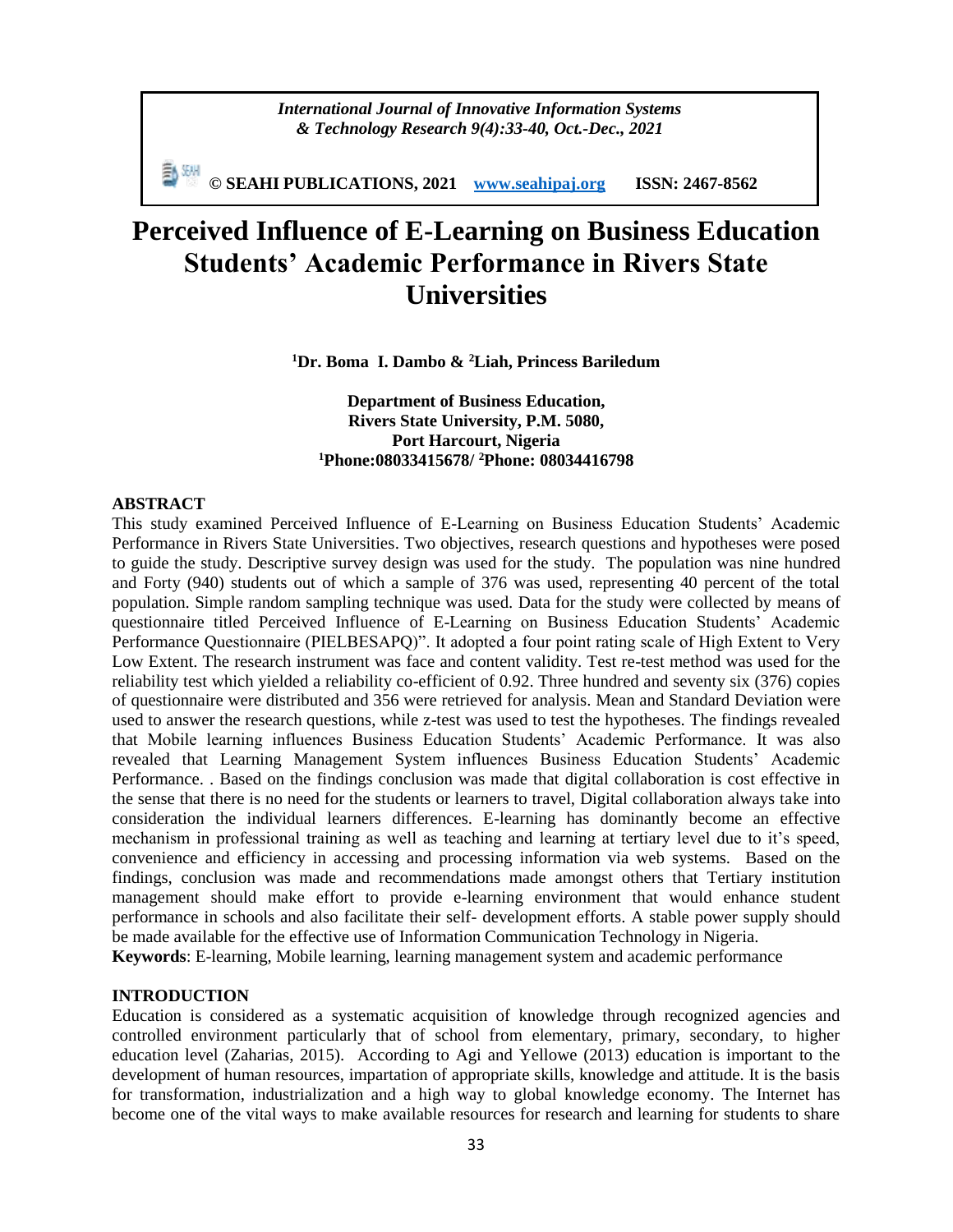# Perceived Influence of E-Learning on Business Education Students' Academic Performance in Rivers State Universities

**[1]Dr. Boma I. Dambo & [2]Liah, Princess Bariledum**

**Department of Business Education,**
**Rivers State University, P.M. 5080,**
**Port Harcourt, Nigeria**
**[1]Phone:08033415678/ [2]Phone: 08034416798**

## ABSTRACT

This study examined Perceived Influence of E-Learning on Business Education Students' Academic Performance in Rivers State Universities. Two objectives, research questions and hypotheses were posed to guide the study. Descriptive survey design was used for the study. The population was nine hundred and Forty (940) students out of which a sample of 376 was used, representing 40 percent of the total population. Simple random sampling technique was used. Data for the study were collected by means of questionnaire titled Perceived Influence of E-Learning on Business Education Students' Academic Performance Questionnaire (PIELBESAPQ)". It adopted a four point rating scale of High Extent to Very Low Extent. The research instrument was face and content validity. Test re-test method was used for the reliability test which yielded a reliability co-efficient of 0.92. Three hundred and seventy six (376) copies of questionnaire were distributed and 356 were retrieved for analysis. Mean and Standard Deviation were used to answer the research questions, while z-test was used to test the hypotheses. The findings revealed that Mobile learning influences Business Education Students' Academic Performance. It was also revealed that Learning Management System influences Business Education Students' Academic Performance. . Based on the findings conclusion was made that digital collaboration is cost effective in the sense that there is no need for the students or learners to travel, Digital collaboration always take into consideration the individual learners differences. E-learning has dominantly become an effective mechanism in professional training as well as teaching and learning at tertiary level due to it's speed, convenience and efficiency in accessing and processing information via web systems. Based on the findings, conclusion was made and recommendations made amongst others that Tertiary institution management should make effort to provide e-learning environment that would enhance student performance in schools and also facilitate their self- development efforts. A stable power supply should be made available for the effective use of Information Communication Technology in Nigeria.

**Keywords**: E-learning, Mobile learning, learning management system and academic performance

## INTRODUCTION

Education is considered as a systematic acquisition of knowledge through recognized agencies and controlled environment particularly that of school from elementary, primary, secondary, to higher education level (Zaharias, 2015). According to Agi and Yellowe (2013) education is important to the development of human resources, impartation of appropriate skills, knowledge and attitude. It is the basis for transformation, industrialization and a high way to global knowledge economy. The Internet has become one of the vital ways to make available resources for research and learning for students to share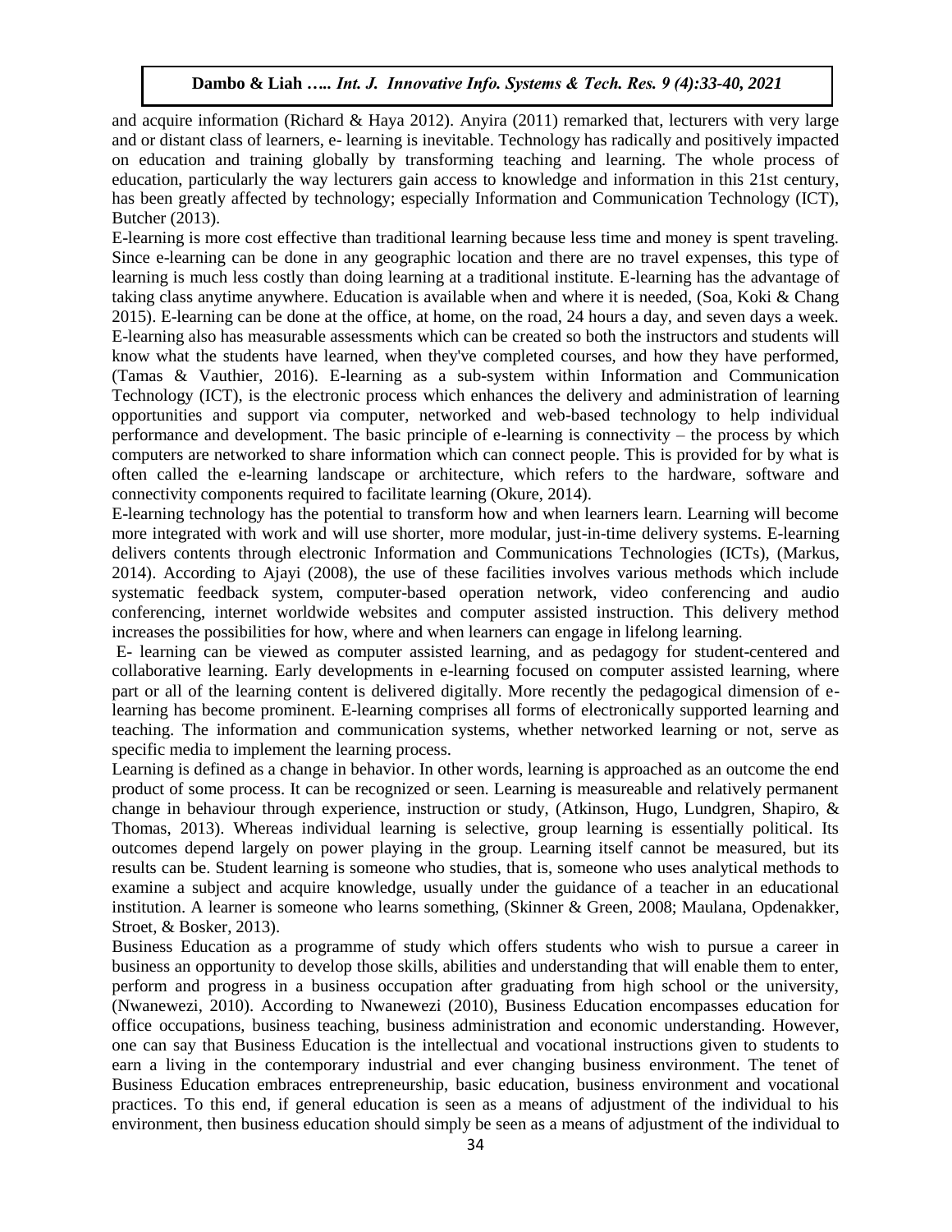and acquire information (Richard & Haya 2012). Anyira (2011) remarked that, lecturers with very large and or distant class of learners, e- learning is inevitable. Technology has radically and positively impacted on education and training globally by transforming teaching and learning. The whole process of education, particularly the way lecturers gain access to knowledge and information in this 21st century, has been greatly affected by technology; especially Information and Communication Technology (ICT), Butcher (2013).

E-learning is more cost effective than traditional learning because less time and money is spent traveling. Since e-learning can be done in any geographic location and there are no travel expenses, this type of learning is much less costly than doing learning at a traditional institute. E-learning has the advantage of taking class anytime anywhere. Education is available when and where it is needed, (Soa, Koki & Chang 2015). E-learning can be done at the office, at home, on the road, 24 hours a day, and seven days a week. E-learning also has measurable assessments which can be created so both the instructors and students will know what the students have learned, when they've completed courses, and how they have performed, (Tamas & Vauthier, 2016). E-learning as a sub-system within Information and Communication Technology (ICT), is the electronic process which enhances the delivery and administration of learning opportunities and support via computer, networked and web-based technology to help individual performance and development. The basic principle of e-learning is connectivity – the process by which computers are networked to share information which can connect people. This is provided for by what is often called the e-learning landscape or architecture, which refers to the hardware, software and connectivity components required to facilitate learning (Okure, 2014).

E-learning technology has the potential to transform how and when learners learn. Learning will become more integrated with work and will use shorter, more modular, just-in-time delivery systems. E-learning delivers contents through electronic Information and Communications Technologies (ICTs), (Markus, 2014). According to Ajayi (2008), the use of these facilities involves various methods which include systematic feedback system, computer-based operation network, video conferencing and audio conferencing, internet worldwide websites and computer assisted instruction. This delivery method increases the possibilities for how, where and when learners can engage in lifelong learning.

E- learning can be viewed as computer assisted learning, and as pedagogy for student-centered and collaborative learning. Early developments in e-learning focused on computer assisted learning, where part or all of the learning content is delivered digitally. More recently the pedagogical dimension of e-learning has become prominent. E-learning comprises all forms of electronically supported learning and teaching. The information and communication systems, whether networked learning or not, serve as specific media to implement the learning process.

Learning is defined as a change in behavior. In other words, learning is approached as an outcome the end product of some process. It can be recognized or seen. Learning is measureable and relatively permanent change in behaviour through experience, instruction or study, (Atkinson, Hugo, Lundgren, Shapiro, & Thomas, 2013). Whereas individual learning is selective, group learning is essentially political. Its outcomes depend largely on power playing in the group. Learning itself cannot be measured, but its results can be. Student learning is someone who studies, that is, someone who uses analytical methods to examine a subject and acquire knowledge, usually under the guidance of a teacher in an educational institution. A learner is someone who learns something, (Skinner & Green, 2008; Maulana, Opdenakker, Stroet, & Bosker, 2013).

Business Education as a programme of study which offers students who wish to pursue a career in business an opportunity to develop those skills, abilities and understanding that will enable them to enter, perform and progress in a business occupation after graduating from high school or the university, (Nwanewezi, 2010). According to Nwanewezi (2010), Business Education encompasses education for office occupations, business teaching, business administration and economic understanding. However, one can say that Business Education is the intellectual and vocational instructions given to students to earn a living in the contemporary industrial and ever changing business environment. The tenet of Business Education embraces entrepreneurship, basic education, business environment and vocational practices. To this end, if general education is seen as a means of adjustment of the individual to his environment, then business education should simply be seen as a means of adjustment of the individual to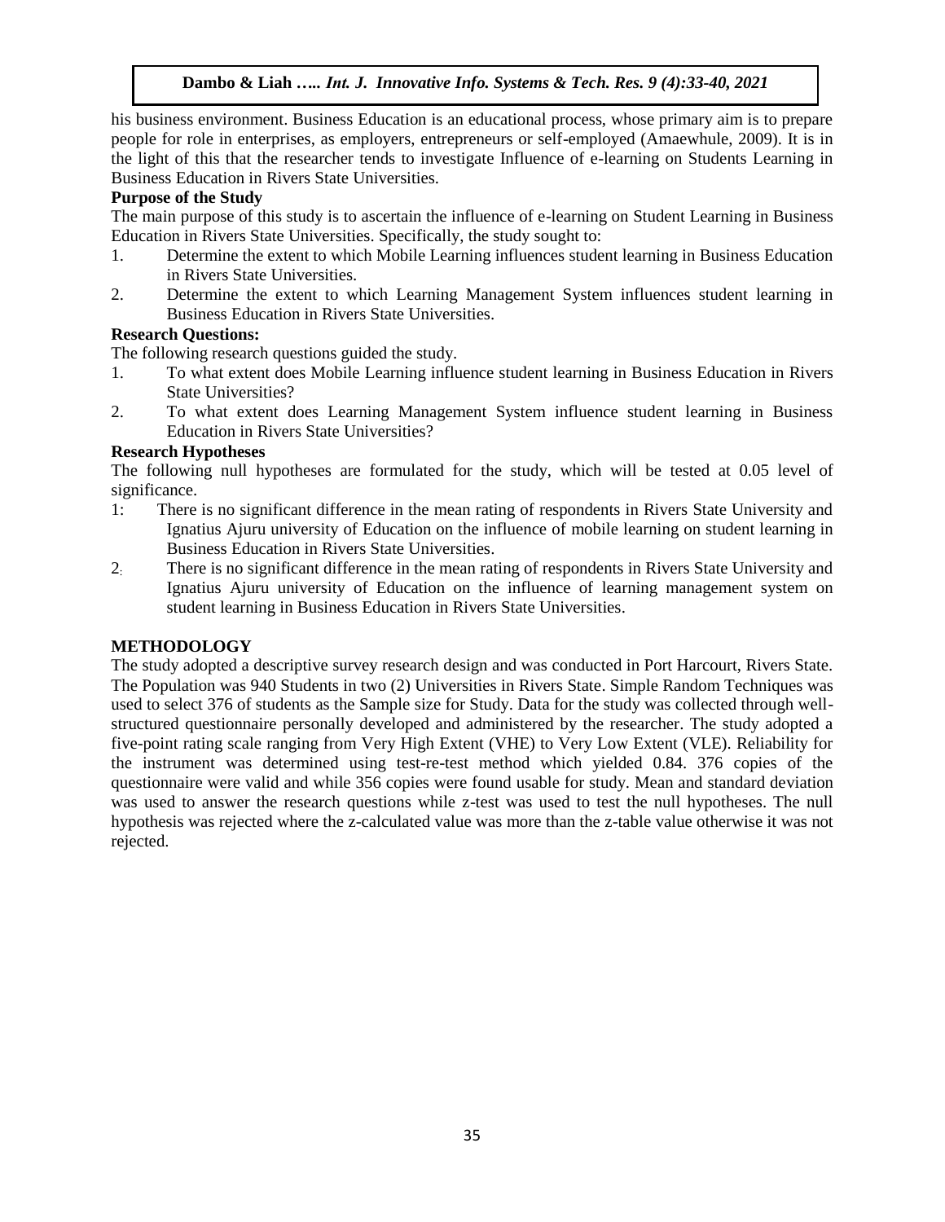his business environment. Business Education is an educational process, whose primary aim is to prepare people for role in enterprises, as employers, entrepreneurs or self-employed (Amaewhule, 2009). It is in the light of this that the researcher tends to investigate Influence of e-learning on Students Learning in Business Education in Rivers State Universities.

**Purpose of the Study**

The main purpose of this study is to ascertain the influence of e-learning on Student Learning in Business Education in Rivers State Universities. Specifically, the study sought to:

1. Determine the extent to which Mobile Learning influences student learning in Business Education in Rivers State Universities.
2. Determine the extent to which Learning Management System influences student learning in Business Education in Rivers State Universities.

**Research Questions:**

The following research questions guided the study.

1. To what extent does Mobile Learning influence student learning in Business Education in Rivers State Universities?
2. To what extent does Learning Management System influence student learning in Business Education in Rivers State Universities?

**Research Hypotheses**

The following null hypotheses are formulated for the study, which will be tested at 0.05 level of significance.

1: There is no significant difference in the mean rating of respondents in Rivers State University and Ignatius Ajuru university of Education on the influence of mobile learning on student learning in Business Education in Rivers State Universities.

2: There is no significant difference in the mean rating of respondents in Rivers State University and Ignatius Ajuru university of Education on the influence of learning management system on student learning in Business Education in Rivers State Universities.

## METHODOLOGY

The study adopted a descriptive survey research design and was conducted in Port Harcourt, Rivers State. The Population was 940 Students in two (2) Universities in Rivers State. Simple Random Techniques was used to select 376 of students as the Sample size for Study. Data for the study was collected through well-structured questionnaire personally developed and administered by the researcher. The study adopted a five-point rating scale ranging from Very High Extent (VHE) to Very Low Extent (VLE). Reliability for the instrument was determined using test-re-test method which yielded 0.84. 376 copies of the questionnaire were valid and while 356 copies were found usable for study. Mean and standard deviation was used to answer the research questions while z-test was used to test the null hypotheses. The null hypothesis was rejected where the z-calculated value was more than the z-table value otherwise it was not rejected.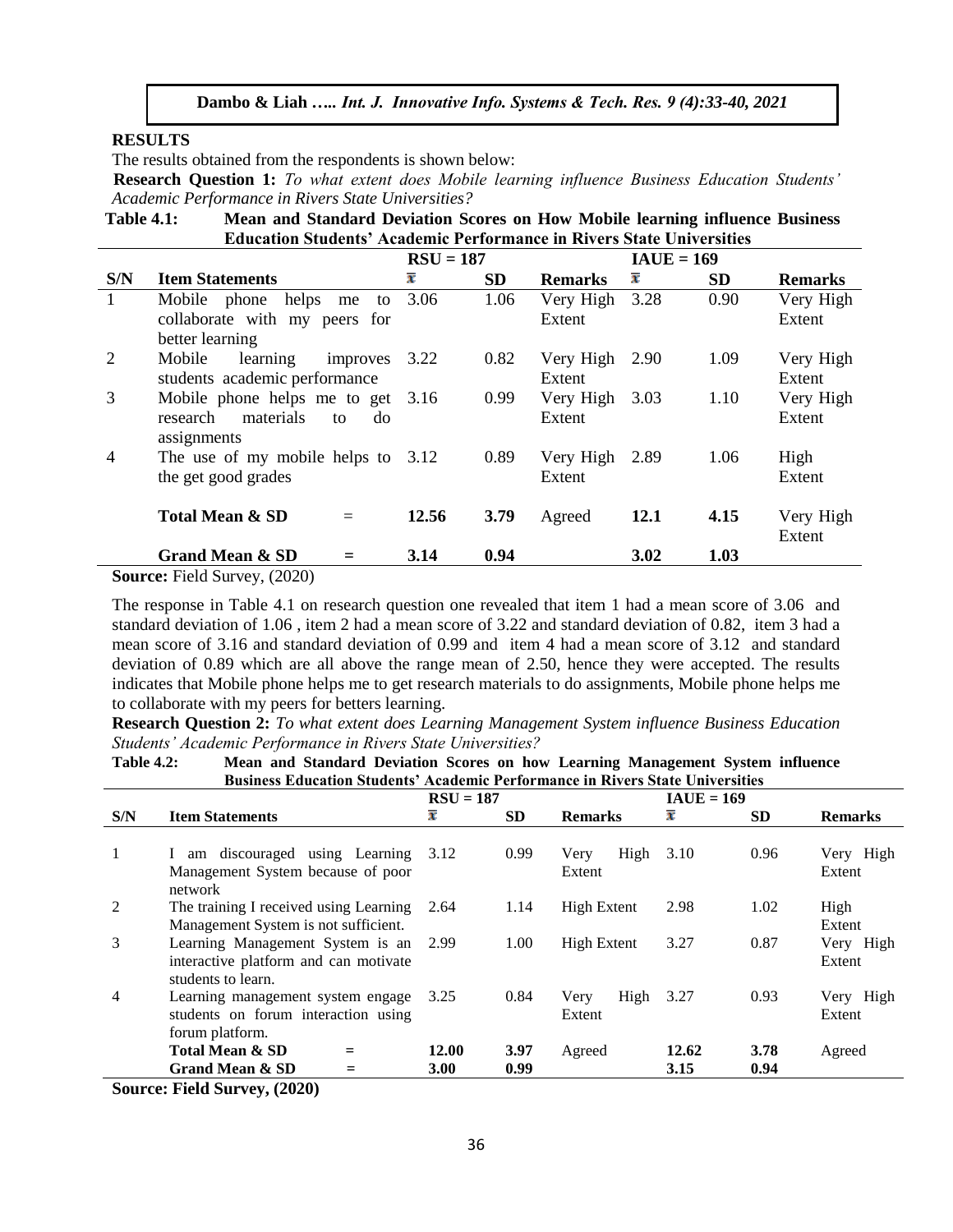## RESULTS

The results obtained from the respondents is shown below:

**Research Question 1:** *To what extent does Mobile learning influence Business Education Students' Academic Performance in Rivers State Universities?*

**Table 4.1: Mean and Standard Deviation Scores on How Mobile learning influence Business Education Students' Academic Performance in Rivers State Universities**

| | | RSU = 187 | | | IAUE = 169 | | |
|---|---|---|---|---|---|---|---|
| **S/N** | **Item Statements** | $\bar{x}$ | **SD** | **Remarks** | $\bar{x}$ | **SD** | **Remarks** |
| 1 | Mobile phone helps me to collaborate with my peers for better learning | 3.06 | 1.06 | Very High Extent | 3.28 | 0.90 | Very High Extent |
| 2 | Mobile learning improves students academic performance | 3.22 | 0.82 | Very High Extent | 2.90 | 1.09 | Very High Extent |
| 3 | Mobile phone helps me to get research materials to do assignments | 3.16 | 0.99 | Very High Extent | 3.03 | 1.10 | Very High Extent |
| 4 | The use of my mobile helps to the get good grades | 3.12 | 0.89 | Very High Extent | 2.89 | 1.06 | High Extent |
| | **Total Mean & SD =** | **12.56** | **3.79** | Agreed | **12.1** | **4.15** | Very High Extent |
| | **Grand Mean & SD =** | **3.14** | **0.94** | | **3.02** | **1.03** | |

**Source:** Field Survey, (2020)

The response in Table 4.1 on research question one revealed that item 1 had a mean score of 3.06 and standard deviation of 1.06 , item 2 had a mean score of 3.22 and standard deviation of 0.82, item 3 had a mean score of 3.16 and standard deviation of 0.99 and item 4 had a mean score of 3.12 and standard deviation of 0.89 which are all above the range mean of 2.50, hence they were accepted. The results indicates that Mobile phone helps me to get research materials to do assignments, Mobile phone helps me to collaborate with my peers for betters learning.

**Research Question 2:** *To what extent does Learning Management System influence Business Education Students' Academic Performance in Rivers State Universities?*

**Table 4.2: Mean and Standard Deviation Scores on how Learning Management System influence Business Education Students' Academic Performance in Rivers State Universities**

| | | RSU = 187 | | | IAUE = 169 | | |
|---|---|---|---|---|---|---|---|
| **S/N** | **Item Statements** | $\bar{x}$ | **SD** | **Remarks** | $\bar{x}$ | **SD** | **Remarks** |
| 1 | I am discouraged using Learning Management System because of poor network | 3.12 | 0.99 | Very High Extent | 3.10 | 0.96 | Very High Extent |
| 2 | The training I received using Learning Management System is not sufficient. | 2.64 | 1.14 | High Extent | 2.98 | 1.02 | High Extent |
| 3 | Learning Management System is an interactive platform and can motivate students to learn. | 2.99 | 1.00 | High Extent | 3.27 | 0.87 | Very High Extent |
| 4 | Learning management system engage students on forum interaction using forum platform. | 3.25 | 0.84 | Very High Extent | 3.27 | 0.93 | Very High Extent |
| | **Total Mean & SD =** | **12.00** | **3.97** | Agreed | **12.62** | **3.78** | Agreed |
| | **Grand Mean & SD =** | **3.00** | **0.99** | | **3.15** | **0.94** | |

**Source: Field Survey, (2020)**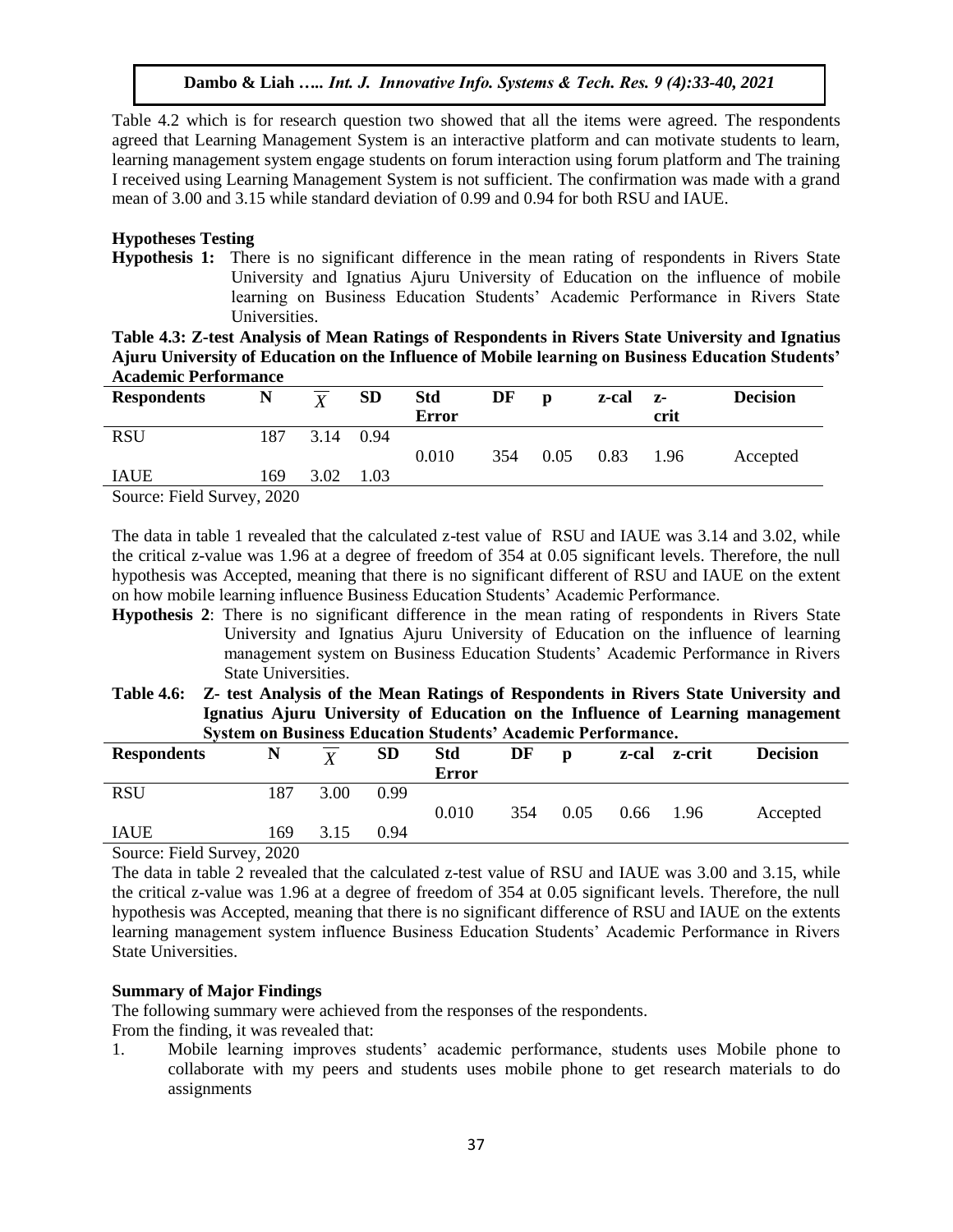Table 4.2 which is for research question two showed that all the items were agreed. The respondents agreed that Learning Management System is an interactive platform and can motivate students to learn, learning management system engage students on forum interaction using forum platform and The training I received using Learning Management System is not sufficient. The confirmation was made with a grand mean of 3.00 and 3.15 while standard deviation of 0.99 and 0.94 for both RSU and IAUE.

**Hypotheses Testing**

**Hypothesis 1:** There is no significant difference in the mean rating of respondents in Rivers State University and Ignatius Ajuru University of Education on the influence of mobile learning on Business Education Students' Academic Performance in Rivers State Universities.

**Table 4.3: Z-test Analysis of Mean Ratings of Respondents in Rivers State University and Ignatius Ajuru University of Education on the Influence of Mobile learning on Business Education Students' Academic Performance**

| Respondents | N | $\overline{X}$ | SD | Std Error | DF | p | z-cal | z-crit | Decision |
|---|---|---|---|---|---|---|---|---|---|
| RSU | 187 | 3.14 | 0.94 | 0.010 | 354 | 0.05 | 0.83 | 1.96 | Accepted |
| IAUE | 169 | 3.02 | 1.03 | | | | | | |

Source: Field Survey, 2020

The data in table 1 revealed that the calculated z-test value of RSU and IAUE was 3.14 and 3.02, while the critical z-value was 1.96 at a degree of freedom of 354 at 0.05 significant levels. Therefore, the null hypothesis was Accepted, meaning that there is no significant different of RSU and IAUE on the extent on how mobile learning influence Business Education Students' Academic Performance.

**Hypothesis 2**: There is no significant difference in the mean rating of respondents in Rivers State University and Ignatius Ajuru University of Education on the influence of learning management system on Business Education Students' Academic Performance in Rivers State Universities.

**Table 4.6: Z- test Analysis of the Mean Ratings of Respondents in Rivers State University and Ignatius Ajuru University of Education on the Influence of Learning management System on Business Education Students' Academic Performance.**

| Respondents | N | $\overline{X}$ | SD | Std Error | DF | p | z-cal | z-crit | Decision |
|---|---|---|---|---|---|---|---|---|---|
| RSU | 187 | 3.00 | 0.99 | 0.010 | 354 | 0.05 | 0.66 | 1.96 | Accepted |
| IAUE | 169 | 3.15 | 0.94 | | | | | | |

Source: Field Survey, 2020

The data in table 2 revealed that the calculated z-test value of RSU and IAUE was 3.00 and 3.15, while the critical z-value was 1.96 at a degree of freedom of 354 at 0.05 significant levels. Therefore, the null hypothesis was Accepted, meaning that there is no significant difference of RSU and IAUE on the extents learning management system influence Business Education Students' Academic Performance in Rivers State Universities.

**Summary of Major Findings**

The following summary were achieved from the responses of the respondents.

From the finding, it was revealed that:

1. Mobile learning improves students' academic performance, students uses Mobile phone to collaborate with my peers and students uses mobile phone to get research materials to do assignments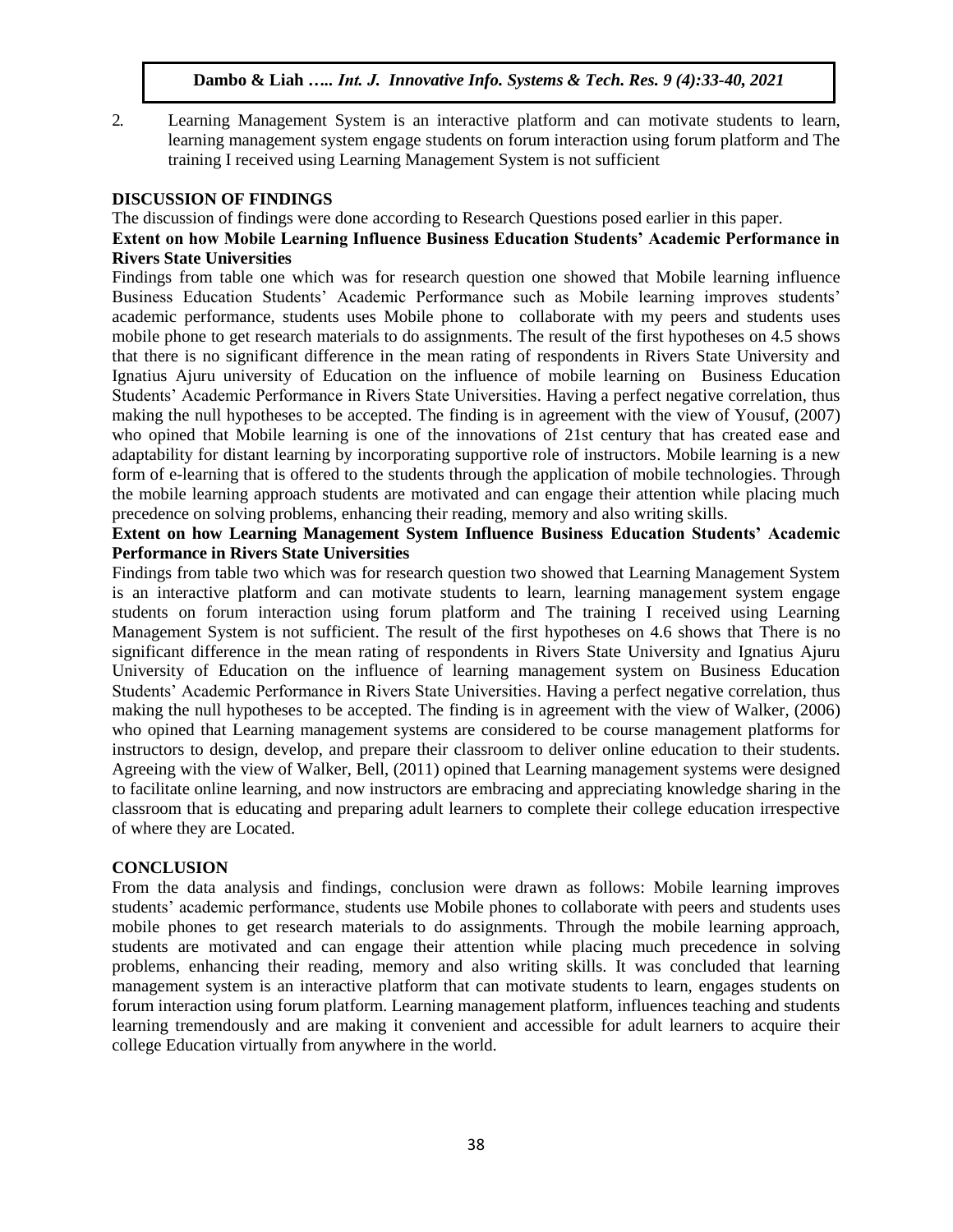2. Learning Management System is an interactive platform and can motivate students to learn, learning management system engage students on forum interaction using forum platform and The training I received using Learning Management System is not sufficient

## DISCUSSION OF FINDINGS

The discussion of findings were done according to Research Questions posed earlier in this paper.

### Extent on how Mobile Learning Influence Business Education Students' Academic Performance in Rivers State Universities

Findings from table one which was for research question one showed that Mobile learning influence Business Education Students' Academic Performance such as Mobile learning improves students' academic performance, students uses Mobile phone to collaborate with my peers and students uses mobile phone to get research materials to do assignments. The result of the first hypotheses on 4.5 shows that there is no significant difference in the mean rating of respondents in Rivers State University and Ignatius Ajuru university of Education on the influence of mobile learning on Business Education Students' Academic Performance in Rivers State Universities. Having a perfect negative correlation, thus making the null hypotheses to be accepted. The finding is in agreement with the view of Yousuf, (2007) who opined that Mobile learning is one of the innovations of 21st century that has created ease and adaptability for distant learning by incorporating supportive role of instructors. Mobile learning is a new form of e-learning that is offered to the students through the application of mobile technologies. Through the mobile learning approach students are motivated and can engage their attention while placing much precedence on solving problems, enhancing their reading, memory and also writing skills.

### Extent on how Learning Management System Influence Business Education Students' Academic Performance in Rivers State Universities

Findings from table two which was for research question two showed that Learning Management System is an interactive platform and can motivate students to learn, learning management system engage students on forum interaction using forum platform and The training I received using Learning Management System is not sufficient. The result of the first hypotheses on 4.6 shows that There is no significant difference in the mean rating of respondents in Rivers State University and Ignatius Ajuru University of Education on the influence of learning management system on Business Education Students' Academic Performance in Rivers State Universities. Having a perfect negative correlation, thus making the null hypotheses to be accepted. The finding is in agreement with the view of Walker, (2006) who opined that Learning management systems are considered to be course management platforms for instructors to design, develop, and prepare their classroom to deliver online education to their students. Agreeing with the view of Walker, Bell, (2011) opined that Learning management systems were designed to facilitate online learning, and now instructors are embracing and appreciating knowledge sharing in the classroom that is educating and preparing adult learners to complete their college education irrespective of where they are Located.

## CONCLUSION

From the data analysis and findings, conclusion were drawn as follows: Mobile learning improves students' academic performance, students use Mobile phones to collaborate with peers and students uses mobile phones to get research materials to do assignments. Through the mobile learning approach, students are motivated and can engage their attention while placing much precedence in solving problems, enhancing their reading, memory and also writing skills. It was concluded that learning management system is an interactive platform that can motivate students to learn, engages students on forum interaction using forum platform. Learning management platform, influences teaching and students learning tremendously and are making it convenient and accessible for adult learners to acquire their college Education virtually from anywhere in the world.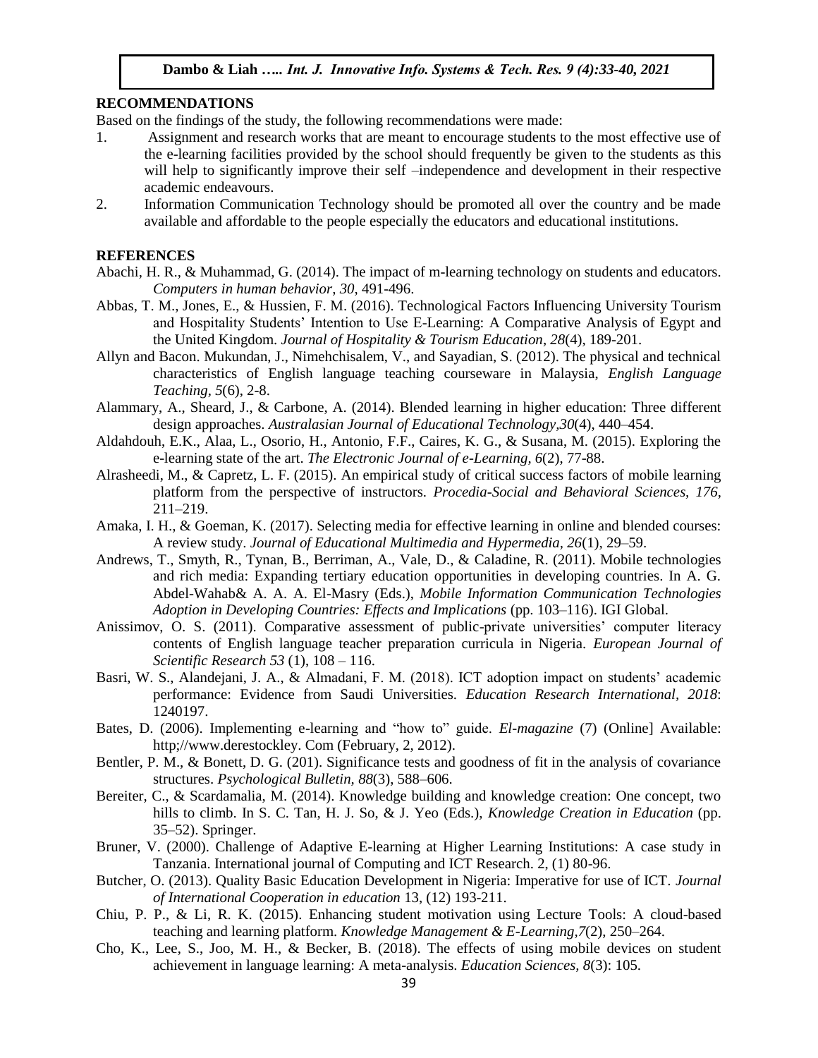## RECOMMENDATIONS

Based on the findings of the study, the following recommendations were made:

1. Assignment and research works that are meant to encourage students to the most effective use of the e-learning facilities provided by the school should frequently be given to the students as this will help to significantly improve their self –independence and development in their respective academic endeavours.
2. Information Communication Technology should be promoted all over the country and be made available and affordable to the people especially the educators and educational institutions.

## REFERENCES

Abachi, H. R., & Muhammad, G. (2014). The impact of m-learning technology on students and educators. *Computers in human behavior*, *30*, 491-496.

Abbas, T. M., Jones, E., & Hussien, F. M. (2016). Technological Factors Influencing University Tourism and Hospitality Students' Intention to Use E-Learning: A Comparative Analysis of Egypt and the United Kingdom. *Journal of Hospitality & Tourism Education*, *28*(4), 189-201.

Allyn and Bacon. Mukundan, J., Nimehchisalem, V., and Sayadian, S. (2012). The physical and technical characteristics of English language teaching courseware in Malaysia, *English Language Teaching, 5*(6), 2-8.

Alammary, A., Sheard, J., & Carbone, A. (2014). Blended learning in higher education: Three different design approaches. *Australasian Journal of Educational Technology*,*30*(4), 440–454.

Aldahdouh, E.K., Alaa, L., Osorio, H., Antonio, F.F., Caires, K. G., & Susana, M. (2015). Exploring the e-learning state of the art. *The Electronic Journal of e-Learning, 6*(2), 77-88.

Alrasheedi, M., & Capretz, L. F. (2015). An empirical study of critical success factors of mobile learning platform from the perspective of instructors. *Procedia-Social and Behavioral Sciences, 176*, 211–219.

Amaka, I. H., & Goeman, K. (2017). Selecting media for effective learning in online and blended courses: A review study. *Journal of Educational Multimedia and Hypermedia, 26*(1), 29–59.

Andrews, T., Smyth, R., Tynan, B., Berriman, A., Vale, D., & Caladine, R. (2011). Mobile technologies and rich media: Expanding tertiary education opportunities in developing countries. In A. G. Abdel-Wahab& A. A. A. El-Masry (Eds.), *Mobile Information Communication Technologies Adoption in Developing Countries: Effects and Implications* (pp. 103–116). IGI Global.

Anissimov, O. S. (2011). Comparative assessment of public-private universities' computer literacy contents of English language teacher preparation curricula in Nigeria. *European Journal of Scientific Research 53* (1), 108 – 116.

Basri, W. S., Alandejani, J. A., & Almadani, F. M. (2018). ICT adoption impact on students' academic performance: Evidence from Saudi Universities. *Education Research International, 2018*: 1240197.

Bates, D. (2006). Implementing e-learning and "how to" guide. *El-magazine* (7) (Online] Available: http;//www.derestockley. Com (February, 2, 2012).

Bentler, P. M., & Bonett, D. G. (201). Significance tests and goodness of fit in the analysis of covariance structures. *Psychological Bulletin, 88*(3), 588–606.

Bereiter, C., & Scardamalia, M. (2014). Knowledge building and knowledge creation: One concept, two hills to climb. In S. C. Tan, H. J. So, & J. Yeo (Eds.), *Knowledge Creation in Education* (pp. 35–52). Springer.

Bruner, V. (2000). Challenge of Adaptive E-learning at Higher Learning Institutions: A case study in Tanzania. International journal of Computing and ICT Research. 2, (1) 80-96.

Butcher, O. (2013). Quality Basic Education Development in Nigeria: Imperative for use of ICT. *Journal of International Cooperation in education* 13, (12) 193-211.

Chiu, P. P., & Li, R. K. (2015). Enhancing student motivation using Lecture Tools: A cloud-based teaching and learning platform. *Knowledge Management & E-Learning*,*7*(2), 250–264.

Cho, K., Lee, S., Joo, M. H., & Becker, B. (2018). The effects of using mobile devices on student achievement in language learning: A meta-analysis. *Education Sciences, 8*(3): 105.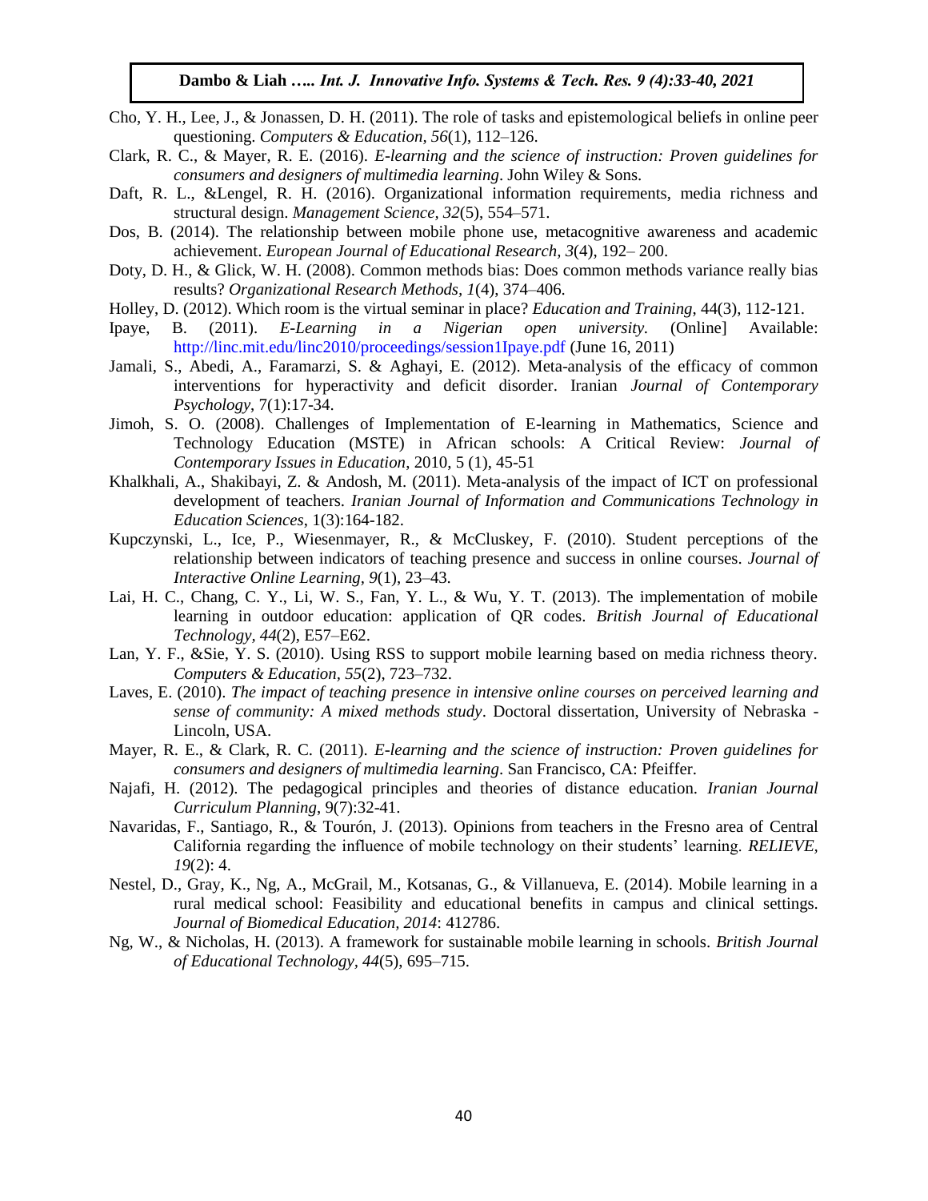Cho, Y. H., Lee, J., & Jonassen, D. H. (2011). The role of tasks and epistemological beliefs in online peer questioning. *Computers & Education, 56*(1), 112–126.

Clark, R. C., & Mayer, R. E. (2016). *E-learning and the science of instruction: Proven guidelines for consumers and designers of multimedia learning*. John Wiley & Sons.

Daft, R. L., &Lengel, R. H. (2016). Organizational information requirements, media richness and structural design. *Management Science, 32*(5), 554–571.

Dos, B. (2014). The relationship between mobile phone use, metacognitive awareness and academic achievement. *European Journal of Educational Research, 3*(4), 192– 200.

Doty, D. H., & Glick, W. H. (2008). Common methods bias: Does common methods variance really bias results? *Organizational Research Methods, 1*(4), 374–406.

Holley, D. (2012). Which room is the virtual seminar in place? *Education and Training*, 44(3), 112-121.

Ipaye, B. (2011). *E-Learning in a Nigerian open university.* (Online] Available: http://linc.mit.edu/linc2010/proceedings/session1Ipaye.pdf (June 16, 2011)

Jamali, S., Abedi, A., Faramarzi, S. & Aghayi, E. (2012). Meta-analysis of the efficacy of common interventions for hyperactivity and deficit disorder. Iranian *Journal of Contemporary Psychology*, 7(1):17-34.

Jimoh, S. O. (2008). Challenges of Implementation of E-learning in Mathematics, Science and Technology Education (MSTE) in African schools: A Critical Review: *Journal of Contemporary Issues in Education*, 2010, 5 (1), 45-51

Khalkhali, A., Shakibayi, Z. & Andosh, M. (2011). Meta-analysis of the impact of ICT on professional development of teachers. *Iranian Journal of Information and Communications Technology in Education Sciences*, 1(3):164-182.

Kupczynski, L., Ice, P., Wiesenmayer, R., & McCluskey, F. (2010). Student perceptions of the relationship between indicators of teaching presence and success in online courses. *Journal of Interactive Online Learning, 9*(1), 23–43.

Lai, H. C., Chang, C. Y., Li, W. S., Fan, Y. L., & Wu, Y. T. (2013). The implementation of mobile learning in outdoor education: application of QR codes. *British Journal of Educational Technology, 44*(2), E57–E62.

Lan, Y. F., &Sie, Y. S. (2010). Using RSS to support mobile learning based on media richness theory. *Computers & Education, 55*(2), 723–732.

Laves, E. (2010). *The impact of teaching presence in intensive online courses on perceived learning and sense of community: A mixed methods study*. Doctoral dissertation, University of Nebraska - Lincoln, USA.

Mayer, R. E., & Clark, R. C. (2011). *E-learning and the science of instruction: Proven guidelines for consumers and designers of multimedia learning*. San Francisco, CA: Pfeiffer.

Najafi, H. (2012). The pedagogical principles and theories of distance education. *Iranian Journal Curriculum Planning*, 9(7):32-41.

Navaridas, F., Santiago, R., & Tourón, J. (2013). Opinions from teachers in the Fresno area of Central California regarding the influence of mobile technology on their students' learning. *RELIEVE, 19*(2): 4.

Nestel, D., Gray, K., Ng, A., McGrail, M., Kotsanas, G., & Villanueva, E. (2014). Mobile learning in a rural medical school: Feasibility and educational benefits in campus and clinical settings. *Journal of Biomedical Education, 2014*: 412786.

Ng, W., & Nicholas, H. (2013). A framework for sustainable mobile learning in schools. *British Journal of Educational Technology, 44*(5), 695–715.